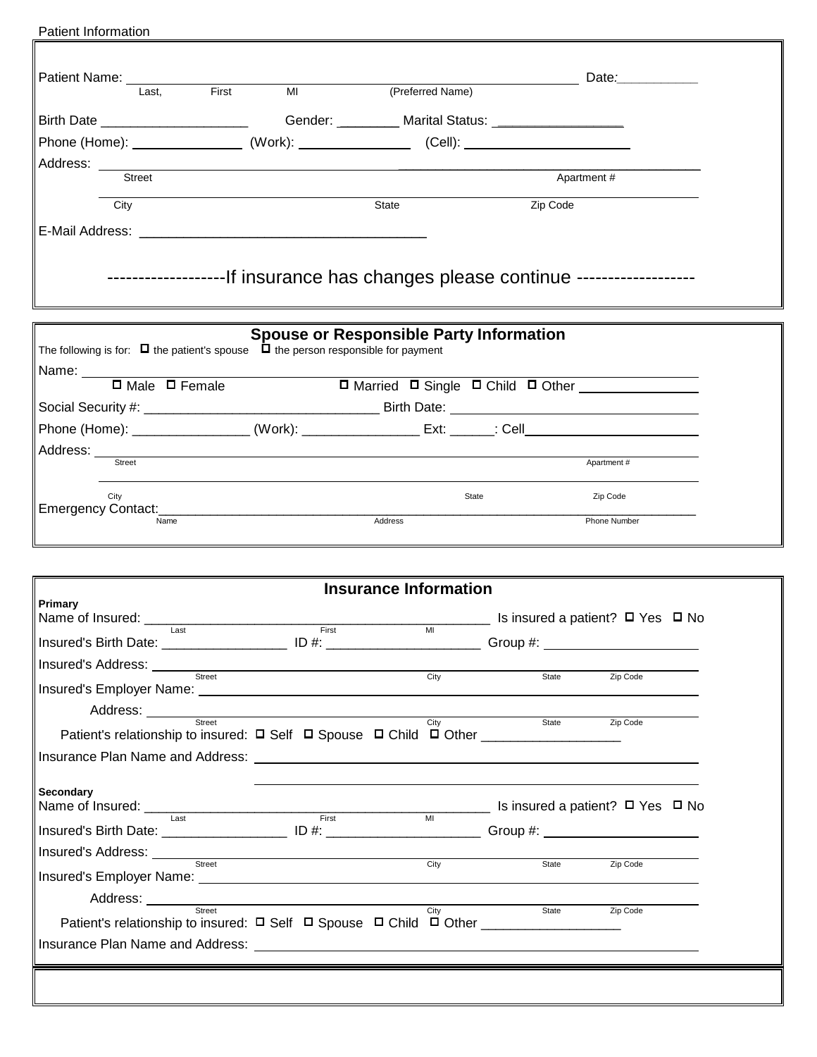Patient Information

Patient Name: ______________________________________________ Date: __________
Last, First MI (Preferred Name)

Birth Date ___________________ Gender: ________ Marital Status: ________________

Phone (Home): _______________ (Work): _______________ (Cell): ______________________

Address: ______________________________________________ ______________________
Street Apartment #

______________________________________________
City State Zip Code

E-Mail Address: ______________________________________

------------------If insurance has changes please continue ------------------

## Spouse or Responsible Party Information

The following is for: ☐ the patient's spouse ☐ the person responsible for payment

Name: ______________________________________________

☐ Male ☐ Female ☐ Married ☐ Single ☐ Child ☐ Other ________________

Social Security #: ______________________________ Birth Date: ________________________________

Phone (Home): _______________ (Work): _______________ Ext: ______: Cell______________________

Address: ______________________________________________
Street Apartment #

______________________________________________
City State Zip Code

Emergency Contact: __________________________________________________________________
Name Address Phone Number

## Insurance Information

**Primary**

Name of Insured: ______________________________________________ Is insured a patient? ☐ Yes ☐ No
Last First MI

Insured's Birth Date: ________________ ID #: ____________________ Group #: ____________________

Insured's Address: ______________________________________________
Street City State Zip Code

Insured's Employer Name: ______________________________________________

Address: ______________________________________________
Street City State Zip Code

Patient's relationship to insured: ☐ Self ☐ Spouse ☐ Child ☐ Other __________________

Insurance Plan Name and Address: ______________________________________________

______________________________________________

**Secondary**

Name of Insured: ______________________________________________ Is insured a patient? ☐ Yes ☐ No
Last First MI

Insured's Birth Date: ________________ ID #: ____________________ Group #: ____________________

Insured's Address: ______________________________________________
Street City State Zip Code

Insured's Employer Name: ______________________________________________

Address: ______________________________________________
Street City State Zip Code

Patient's relationship to insured: ☐ Self ☐ Spouse ☐ Child ☐ Other __________________

Insurance Plan Name and Address: ______________________________________________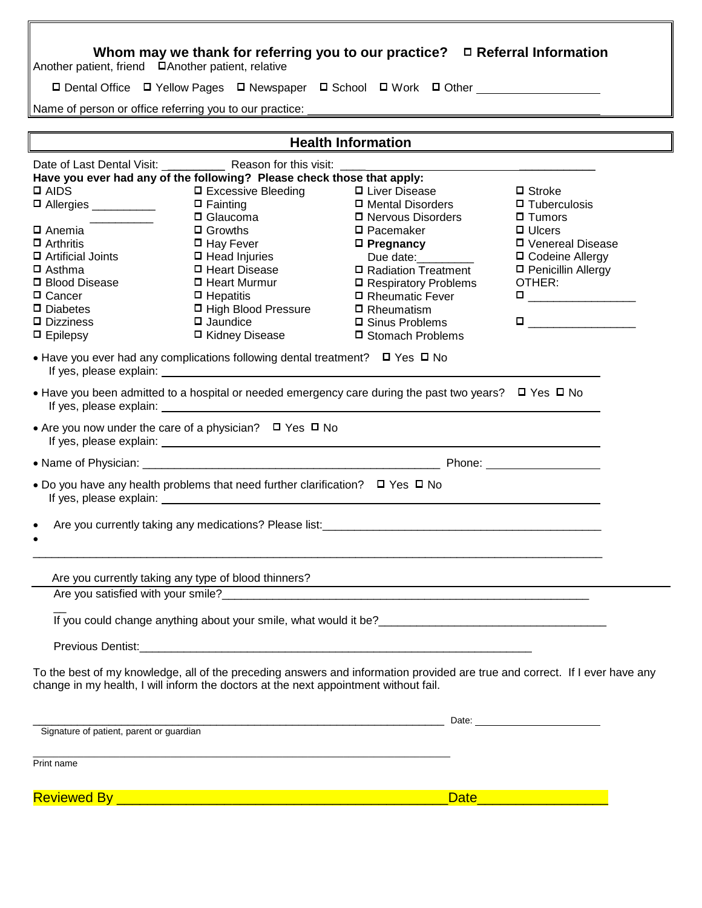## Whom may we thank for referring you to our practice? ☐ Referral Information

Another patient, friend ☐ Another patient, relative

☐ Dental Office ☐ Yellow Pages ☐ Newspaper ☐ School ☐ Work ☐ Other ________________

Name of person or office referring you to our practice: ________________________________

## Health Information

Date of Last Dental Visit: __________ Reason for this visit: ________________________________

**Have you ever had any of the following? Please check those that apply:**

☐ AIDS
☐ Allergies __________ __________
☐ Anemia
☐ Arthritis
☐ Artificial Joints
☐ Asthma
☐ Blood Disease
☐ Cancer
☐ Diabetes
☐ Dizziness
☐ Epilepsy
☐ Excessive Bleeding
☐ Fainting
☐ Glaucoma
☐ Growths
☐ Hay Fever
☐ Head Injuries
☐ Heart Disease
☐ Heart Murmur
☐ Hepatitis
☐ High Blood Pressure
☐ Jaundice
☐ Kidney Disease
☐ Liver Disease
☐ Mental Disorders
☐ Nervous Disorders
☐ Pacemaker
☐ **Pregnancy** Due date:_________
☐ Radiation Treatment
☐ Respiratory Problems
☐ Rheumatic Fever
☐ Rheumatism
☐ Sinus Problems
☐ Stomach Problems
☐ Stroke
☐ Tuberculosis
☐ Tumors
☐ Ulcers
☐ Venereal Disease
☐ Codeine Allergy
☐ Penicillin Allergy

OTHER:
☐ ________________
☐ ________________

- Have you ever had any complications following dental treatment? ☐ Yes ☐ No
  If yes, please explain: ________________________________
- Have you been admitted to a hospital or needed emergency care during the past two years? ☐ Yes ☐ No
  If yes, please explain: ________________________________
- Are you now under the care of a physician? ☐ Yes ☐ No
  If yes, please explain: ________________________________
- Name of Physician: ________________________________ Phone: ________________
- Do you have any health problems that need further clarification? ☐ Yes ☐ No
  If yes, please explain: ________________________________
- Are you currently taking any medications? Please list:________________________________
- ________________________________

Are you currently taking any type of blood thinners? ________________________________

Are you satisfied with your smile?________________________________

If you could change anything about your smile, what would it be?________________________________

Previous Dentist:________________________________

To the best of my knowledge, all of the preceding answers and information provided are true and correct. If I ever have any change in my health, I will inform the doctors at the next appointment without fail.

________________________________ Date: ________________
Signature of patient, parent or guardian

________________________________
Print name

Reviewed By ________________________________ Date________________